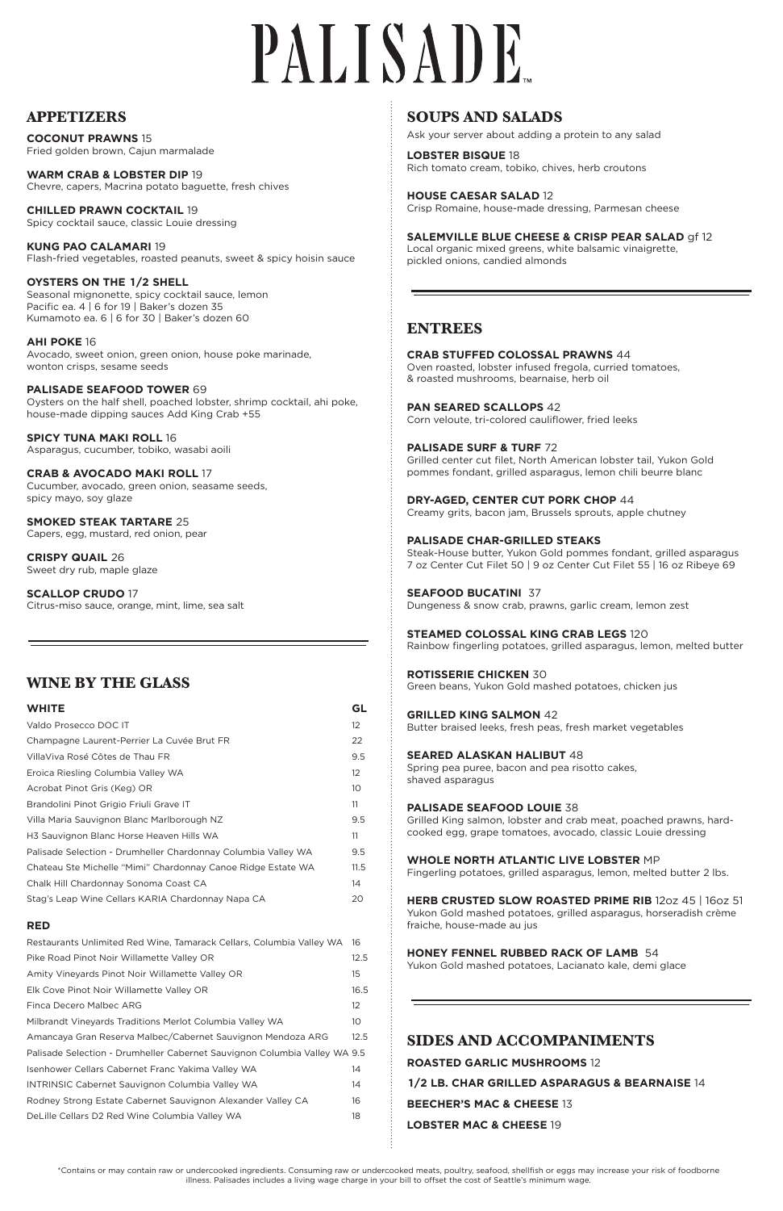# PALISADE™

## APPETIZERS

**COCONUT PRAWNS** 15
Fried golden brown, Cajun marmalade

**WARM CRAB & LOBSTER DIP** 19
Chevre, capers, Macrina potato baguette, fresh chives

**CHILLED PRAWN COCKTAIL** 19
Spicy cocktail sauce, classic Louie dressing

**KUNG PAO CALAMARI** 19
Flash-fried vegetables, roasted peanuts, sweet & spicy hoisin sauce

**OYSTERS ON THE 1/2 SHELL**
Seasonal mignonette, spicy cocktail sauce, lemon
Pacific ea. 4 | 6 for 19 | Baker's dozen 35
Kumamoto ea. 6 | 6 for 30 | Baker's dozen 60

**AHI POKE** 16
Avocado, sweet onion, green onion, house poke marinade, wonton crisps, sesame seeds

**PALISADE SEAFOOD TOWER** 69
Oysters on the half shell, poached lobster, shrimp cocktail, ahi poke, house-made dipping sauces Add King Crab +55

**SPICY TUNA MAKI ROLL** 16
Asparagus, cucumber, tobiko, wasabi aoili

**CRAB & AVOCADO MAKI ROLL** 17
Cucumber, avocado, green onion, seasame seeds, spicy mayo, soy glaze

**SMOKED STEAK TARTARE** 25
Capers, egg, mustard, red onion, pear

**CRISPY QUAIL** 26
Sweet dry rub, maple glaze

**SCALLOP CRUDO** 17
Citrus-miso sauce, orange, mint, lime, sea salt

## WINE BY THE GLASS

| WHITE | GL |
|---|---|
| Valdo Prosecco DOC IT | 12 |
| Champagne Laurent-Perrier La Cuvée Brut FR | 22 |
| VillaViva Rosé Côtes de Thau FR | 9.5 |
| Eroica Riesling Columbia Valley WA | 12 |
| Acrobat Pinot Gris (Keg) OR | 10 |
| Brandolini Pinot Grigio Friuli Grave IT | 11 |
| Villa Maria Sauvignon Blanc Marlborough NZ | 9.5 |
| H3 Sauvignon Blanc Horse Heaven Hills WA | 11 |
| Palisade Selection - Drumheller Chardonnay Columbia Valley WA | 9.5 |
| Chateau Ste Michelle "Mimi" Chardonnay Canoe Ridge Estate WA | 11.5 |
| Chalk Hill Chardonnay Sonoma Coast CA | 14 |
| Stag's Leap Wine Cellars KARIA Chardonnay Napa CA | 20 |

| RED | |
|---|---|
| Restaurants Unlimited Red Wine, Tamarack Cellars, Columbia Valley WA | 16 |
| Pike Road Pinot Noir Willamette Valley OR | 12.5 |
| Amity Vineyards Pinot Noir Willamette Valley OR | 15 |
| Elk Cove Pinot Noir Willamette Valley OR | 16.5 |
| Finca Decero Malbec ARG | 12 |
| Milbrandt Vineyards Traditions Merlot Columbia Valley WA | 10 |
| Amancaya Gran Reserva Malbec/Cabernet Sauvignon Mendoza ARG | 12.5 |
| Palisade Selection - Drumheller Cabernet Sauvignon Columbia Valley WA | 9.5 |
| Isenhower Cellars Cabernet Franc Yakima Valley WA | 14 |
| INTRINSIC Cabernet Sauvignon Columbia Valley WA | 14 |
| Rodney Strong Estate Cabernet Sauvignon Alexander Valley CA | 16 |
| DeLille Cellars D2 Red Wine Columbia Valley WA | 18 |

## SOUPS AND SALADS

Ask your server about adding a protein to any salad

**LOBSTER BISQUE** 18
Rich tomato cream, tobiko, chives, herb croutons

**HOUSE CAESAR SALAD** 12
Crisp Romaine, house-made dressing, Parmesan cheese

**SALEMVILLE BLUE CHEESE & CRISP PEAR SALAD** gf 12
Local organic mixed greens, white balsamic vinaigrette, pickled onions, candied almonds

## ENTREES

**CRAB STUFFED COLOSSAL PRAWNS** 44
Oven roasted, lobster infused fregola, curried tomatoes, & roasted mushrooms, bearnaise, herb oil

**PAN SEARED SCALLOPS** 42
Corn veloute, tri-colored cauliflower, fried leeks

**PALISADE SURF & TURF** 72
Grilled center cut filet, North American lobster tail, Yukon Gold pommes fondant, grilled asparagus, lemon chili beurre blanc

**DRY-AGED, CENTER CUT PORK CHOP** 44
Creamy grits, bacon jam, Brussels sprouts, apple chutney

**PALISADE CHAR-GRILLED STEAKS**
Steak-House butter, Yukon Gold pommes fondant, grilled asparagus
7 oz Center Cut Filet 50 | 9 oz Center Cut Filet 55 | 16 oz Ribeye 69

**SEAFOOD BUCATINI** 37
Dungeness & snow crab, prawns, garlic cream, lemon zest

**STEAMED COLOSSAL KING CRAB LEGS** 120
Rainbow fingerling potatoes, grilled asparagus, lemon, melted butter

**ROTISSERIE CHICKEN** 30
Green beans, Yukon Gold mashed potatoes, chicken jus

**GRILLED KING SALMON** 42
Butter braised leeks, fresh peas, fresh market vegetables

**SEARED ALASKAN HALIBUT** 48
Spring pea puree, bacon and pea risotto cakes, shaved asparagus

**PALISADE SEAFOOD LOUIE** 38
Grilled King salmon, lobster and crab meat, poached prawns, hard-cooked egg, grape tomatoes, avocado, classic Louie dressing

**WHOLE NORTH ATLANTIC LIVE LOBSTER** MP
Fingerling potatoes, grilled asparagus, lemon, melted butter 2 lbs.

**HERB CRUSTED SLOW ROASTED PRIME RIB** 12oz 45 | 16oz 51
Yukon Gold mashed potatoes, grilled asparagus, horseradish crème fraiche, house-made au jus

**HONEY FENNEL RUBBED RACK OF LAMB** 54
Yukon Gold mashed potatoes, Lacianato kale, demi glace

## SIDES AND ACCOMPANIMENTS

**ROASTED GARLIC MUSHROOMS** 12

**1/2 LB. CHAR GRILLED ASPARAGUS & BEARNAISE** 14

**BEECHER'S MAC & CHEESE** 13

**LOBSTER MAC & CHEESE** 19

*Contains or may contain raw or undercooked ingredients. Consuming raw or undercooked meats, poultry, seafood, shellfish or eggs may increase your risk of foodborne illness. Palisades includes a living wage charge in your bill to offset the cost of Seattle's minimum wage.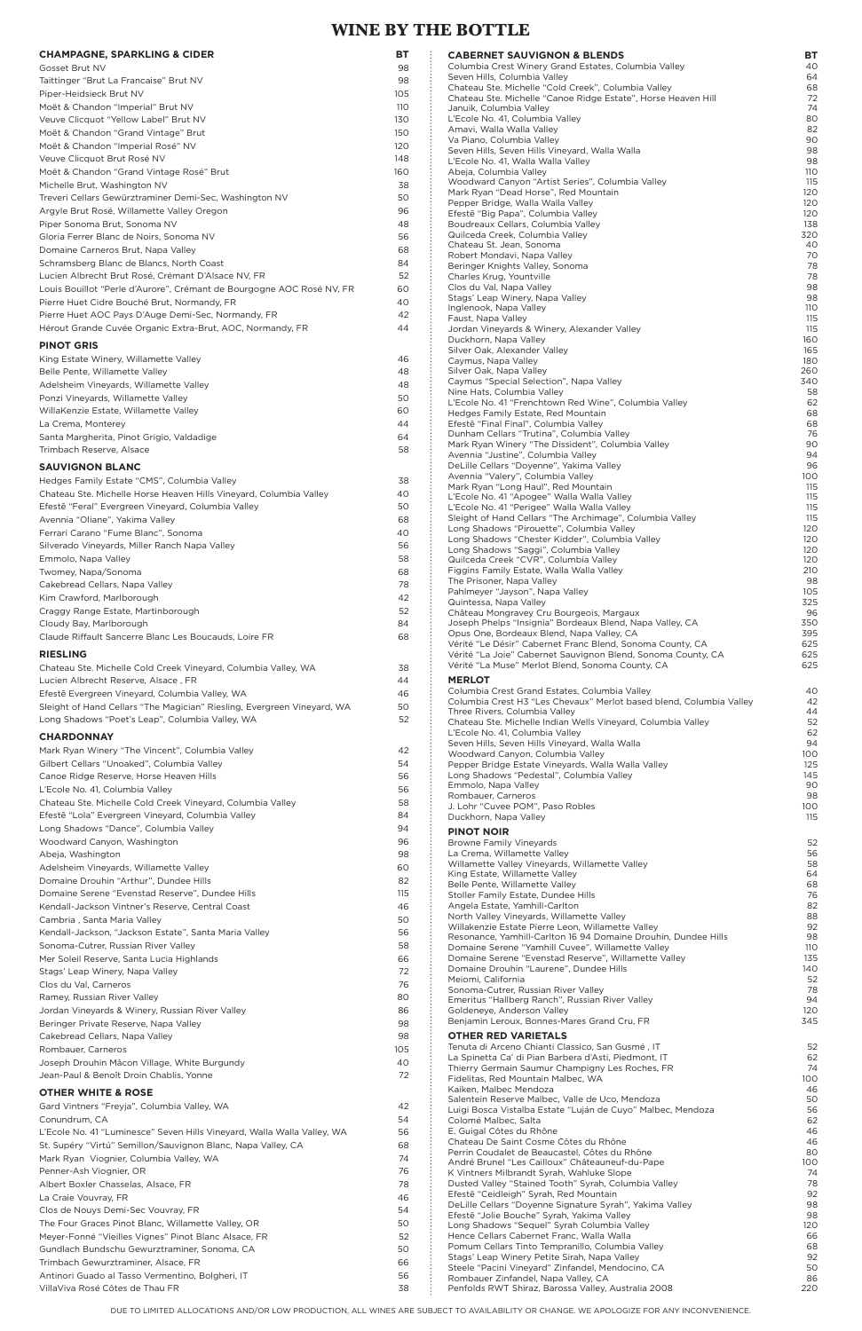# WINE BY THE BOTTLE

## CHAMPAGNE, SPARKLING & CIDER

| | BT |
|---|---|
| Gosset Brut NV | 98 |
| Taittinger "Brut La Francaise" Brut NV | 98 |
| Piper-Heidsieck Brut NV | 105 |
| Moët & Chandon "Imperial" Brut NV | 110 |
| Veuve Clicquot "Yellow Label" Brut NV | 130 |
| Moët & Chandon "Grand Vintage" Brut | 150 |
| Moët & Chandon "Imperial Rosé" NV | 120 |
| Veuve Clicquot Brut Rosé NV | 148 |
| Moët & Chandon "Grand Vintage Rosé" Brut | 160 |
| Michelle Brut, Washington NV | 38 |
| Treveri Cellars Gewürztraminer Demi-Sec, Washington NV | 50 |
| Argyle Brut Rosé, Willamette Valley Oregon | 96 |
| Piper Sonoma Brut, Sonoma NV | 48 |
| Gloria Ferrer Blanc de Noirs, Sonoma NV | 56 |
| Domaine Carneros Brut, Napa Valley | 68 |
| Schramsberg Blanc de Blancs, North Coast | 84 |
| Lucien Albrecht Brut Rosé, Crémant D'Alsace NV, FR | 52 |
| Louis Bouillot "Perle d'Aurore", Crémant de Bourgogne AOC Rosé NV, FR | 60 |
| Pierre Huet Cidre Bouché Brut, Normandy, FR | 40 |
| Pierre Huet AOC Pays D'Auge Demi-Sec, Normandy, FR | 42 |
| Hérout Grande Cuvée Organic Extra-Brut, AOC, Normandy, FR | 44 |

## PINOT GRIS

| | |
|---|---|
| King Estate Winery, Willamette Valley | 46 |
| Belle Pente, Willamette Valley | 48 |
| Adelsheim Vineyards, Willamette Valley | 48 |
| Ponzi Vineyards, Willamette Valley | 50 |
| WillaKenzie Estate, Willamette Valley | 60 |
| La Crema, Monterey | 44 |
| Santa Margherita, Pinot Grigio, Valdadige | 64 |
| Trimbach Reserve, Alsace | 58 |

## SAUVIGNON BLANC

| | |
|---|---|
| Hedges Family Estate "CMS", Columbia Valley | 38 |
| Chateau Ste. Michelle Horse Heaven Hills Vineyard, Columbia Valley | 40 |
| Efestē "Feral" Evergreen Vineyard, Columbia Valley | 50 |
| Avennia "Oliane", Yakima Valley | 68 |
| Ferrari Carano "Fume Blanc", Sonoma | 40 |
| Silverado Vineyards, Miller Ranch Napa Valley | 56 |
| Emmolo, Napa Valley | 58 |
| Twomey, Napa/Sonoma | 68 |
| Cakebread Cellars, Napa Valley | 78 |
| Kim Crawford, Marlborough | 42 |
| Craggy Range Estate, Martinborough | 52 |
| Cloudy Bay, Marlborough | 84 |
| Claude Riffault Sancerre Blanc Les Boucauds, Loire FR | 68 |

## RIESLING

| | |
|---|---|
| Chateau Ste. Michelle Cold Creek Vineyard, Columbia Valley, WA | 38 |
| Lucien Albrecht Reserve, Alsace , FR | 44 |
| Efestē Evergreen Vineyard, Columbia Valley, WA | 46 |
| Sleight of Hand Cellars "The Magician" Riesling, Evergreen Vineyard, WA | 50 |
| Long Shadows "Poet's Leap", Columbia Valley, WA | 52 |

## CHARDONNAY

| | |
|---|---|
| Mark Ryan Winery "The Vincent", Columbia Valley | 42 |
| Gilbert Cellars "Unoaked", Columbia Valley | 54 |
| Canoe Ridge Reserve, Horse Heaven Hills | 56 |
| L'Ecole No. 41, Columbia Valley | 56 |
| Chateau Ste. Michelle Cold Creek Vineyard, Columbia Valley | 58 |
| Efestē "Lola" Evergreen Vineyard, Columbia Valley | 84 |
| Long Shadows "Dance", Columbia Valley | 94 |
| Woodward Canyon, Washington | 96 |
| Abeja, Washington | 98 |
| Adelsheim Vineyards, Willamette Valley | 60 |
| Domaine Drouhin "Arthur", Dundee Hills | 82 |
| Domaine Serene "Evenstad Reserve", Dundee Hills | 115 |
| Kendall-Jackson Vintner's Reserve, Central Coast | 46 |
| Cambria , Santa Maria Valley | 50 |
| Kendall-Jackson, "Jackson Estate", Santa Maria Valley | 56 |
| Sonoma-Cutrer, Russian River Valley | 58 |
| Mer Soleil Reserve, Santa Lucia Highlands | 66 |
| Stags' Leap Winery, Napa Valley | 72 |
| Clos du Val, Carneros | 76 |
| Ramey, Russian River Valley | 80 |
| Jordan Vineyards & Winery, Russian River Valley | 86 |
| Beringer Private Reserve, Napa Valley | 98 |
| Cakebread Cellars, Napa Valley | 98 |
| Rombauer, Carneros | 105 |
| Joseph Drouhin Mâcon Village, White Burgundy | 40 |
| Jean-Paul & Benoît Droin Chablis, Yonne | 72 |

## OTHER WHITE & ROSE

| | |
|---|---|
| Gard Vintners "Freyja", Columbia Valley, WA | 42 |
| Conundrum, CA | 54 |
| L'Ecole No. 41 "Luminesce" Seven Hills Vineyard, Walla Walla Valley, WA | 56 |
| St. Supéry "Virtú" Semillon/Sauvignon Blanc, Napa Valley, CA | 68 |
| Mark Ryan Viognier, Columbia Valley, WA | 74 |
| Penner-Ash Viognier, OR | 76 |
| Albert Boxler Chasselas, Alsace, FR | 78 |
| La Craie Vouvray, FR | 46 |
| Clos de Nouys Demi-Sec Vouvray, FR | 54 |
| The Four Graces Pinot Blanc, Willamette Valley, OR | 50 |
| Meyer-Fonné "Vieilles Vignes" Pinot Blanc Alsace, FR | 52 |
| Gundlach Bundschu Gewurztraminer, Sonoma, CA | 50 |
| Trimbach Gewurztraminer, Alsace, FR | 66 |
| Antinori Guado al Tasso Vermentino, Bolgheri, IT | 56 |
| VillaViva Rosé Côtes de Thau FR | 38 |

## CABERNET SAUVIGNON & BLENDS

| | BT |
|---|---|
| Columbia Crest Winery Grand Estates, Columbia Valley | 40 |
| Seven Hills, Columbia Valley | 64 |
| Chateau Ste. Michelle "Cold Creek", Columbia Valley | 68 |
| Chateau Ste. Michelle "Canoe Ridge Estate", Horse Heaven Hill | 72 |
| Januik, Columbia Valley | 74 |
| L'Ecole No. 41, Columbia Valley | 80 |
| Amavi, Walla Walla Valley | 82 |
| Va Piano, Columbia Valley | 90 |
| Seven Hills, Seven Hills Vineyard, Walla Walla | 98 |
| L'Ecole No. 41, Walla Walla Valley | 98 |
| Abeja, Columbia Valley | 110 |
| Woodward Canyon "Artist Series", Columbia Valley | 115 |
| Mark Ryan "Dead Horse", Red Mountain | 120 |
| Pepper Bridge, Walla Walla Valley | 120 |
| Efestē "Big Papa", Columbia Valley | 120 |
| Boudreaux Cellars, Columbia Valley | 138 |
| Quilceda Creek, Columbia Valley | 320 |
| Chateau St. Jean, Sonoma | 40 |
| Robert Mondavi, Napa Valley | 70 |
| Beringer Knights Valley, Sonoma | 78 |
| Charles Krug, Yountville | 78 |
| Clos du Val, Napa Valley | 98 |
| Stags' Leap Winery, Napa Valley | 98 |
| Inglenook, Napa Valley | 110 |
| Faust, Napa Valley | 115 |
| Jordan Vineyards & Winery, Alexander Valley | 115 |
| Duckhorn, Napa Valley | 160 |
| Silver Oak, Alexander Valley | 165 |
| Caymus, Napa Valley | 180 |
| Silver Oak, Napa Valley | 260 |
| Caymus "Special Selection", Napa Valley | 340 |
| Nine Hats, Columbia Valley | 58 |
| L'Ecole No. 41 "Frenchtown Red Wine", Columbia Valley | 62 |
| Hedges Family Estate, Red Mountain | 68 |
| Efestē "Final Final", Columbia Valley | 68 |
| Dunham Cellars "Trutina", Columbia Valley | 76 |
| Mark Ryan Winery "The Dissident", Columbia Valley | 90 |
| Avennia "Justine", Columbia Valley | 94 |
| DeLille Cellars "Doyenne", Yakima Valley | 96 |
| Avennia "Valery", Columbia Valley | 100 |
| Mark Ryan "Long Haul", Red Mountain | 115 |
| L'Ecole No. 41 "Apogee" Walla Walla Valley | 115 |
| L'Ecole No. 41 "Perigee" Walla Walla Valley | 115 |
| Sleight of Hand Cellars "The Archimage", Columbia Valley | 115 |
| Long Shadows "Pirouette", Columbia Valley | 120 |
| Long Shadows "Chester Kidder", Columbia Valley | 120 |
| Long Shadows "Saggi", Columbia Valley | 120 |
| Quilceda Creek "CVR", Columbia Valley | 120 |
| Figgins Family Estate, Walla Walla Valley | 210 |
| The Prisoner, Napa Valley | 98 |
| Pahlmeyer "Jayson", Napa Valley | 105 |
| Quintessa, Napa Valley | 325 |
| Château Mongravey Cru Bourgeois, Margaux | 96 |
| Joseph Phelps "Insignia" Bordeaux Blend, Napa Valley, CA | 350 |
| Opus One, Bordeaux Blend, Napa Valley, CA | 395 |
| Vérité "Le Désir" Cabernet Franc Blend, Sonoma County, CA | 625 |
| Vérité "La Joie" Cabernet Sauvignon Blend, Sonoma County, CA | 625 |
| Vérité "La Muse" Merlot Blend, Sonoma County, CA | 625 |

## MERLOT

| | |
|---|---|
| Columbia Crest Grand Estates, Columbia Valley | 40 |
| Columbia Crest H3 "Les Chevaux" Merlot based blend, Columbia Valley | 42 |
| Three Rivers, Columbia Valley | 44 |
| Chateau Ste. Michelle Indian Wells Vineyard, Columbia Valley | 52 |
| L'Ecole No. 41, Columbia Valley | 62 |
| Seven Hills, Seven Hills Vineyard, Walla Walla | 94 |
| Woodward Canyon, Columbia Valley | 100 |
| Pepper Bridge Estate Vineyards, Walla Walla Valley | 125 |
| Long Shadows "Pedestal", Columbia Valley | 145 |
| Emmolo, Napa Valley | 90 |
| Rombauer, Carneros | 98 |
| J. Lohr "Cuvee POM", Paso Robles | 100 |
| Duckhorn, Napa Valley | 115 |

## PINOT NOIR

| | |
|---|---|
| Browne Family Vineyards | 52 |
| La Crema, Willamette Valley | 56 |
| Willamette Valley Vineyards, Willamette Valley | 58 |
| King Estate, Willamette Valley | 64 |
| Belle Pente, Willamette Valley | 68 |
| Stoller Family Estate, Dundee Hills | 76 |
| Angela Estate, Yamhill-Carlton | 82 |
| North Valley Vineyards, Willamette Valley | 88 |
| Willakenzie Estate Pierre Leon, Willamette Valley | 92 |
| Resonance, Yamhill-Carlton 16 94 Domaine Drouhin, Dundee Hills | 98 |
| Domaine Serene "Yamhill Cuvee", Willamette Valley | 110 |
| Domaine Serene "Evenstad Reserve", Willamette Valley | 135 |
| Domaine Drouhin "Laurene", Dundee Hills | 140 |
| Meiomi, California | 52 |
| Sonoma-Cutrer, Russian River Valley | 78 |
| Emeritus "Hallberg Ranch", Russian River Valley | 94 |
| Goldeneye, Anderson Valley | 120 |
| Benjamin Leroux, Bonnes-Mares Grand Cru, FR | 345 |

## OTHER RED VARIETALS

| | |
|---|---|
| Tenuta di Arceno Chianti Classico, San Gusmé , IT | 52 |
| La Spinetta Ca' di Pian Barbera d'Asti, Piedmont, IT | 62 |
| Thierry Germain Saumur Champigny Les Roches, FR | 74 |
| Fidelitas, Red Mountain Malbec, WA | 100 |
| Kaiken, Malbec Mendoza | 46 |
| Salentein Reserve Malbec, Valle de Uco, Mendoza | 50 |
| Luigi Bosca Vistalba Estate "Luján de Cuyo" Malbec, Mendoza | 56 |
| Colomé Malbec, Salta | 62 |
| E. Guigal Côtes du Rhône | 46 |
| Chateau De Saint Cosme Côtes du Rhône | 46 |
| Perrin Coudalet de Beaucastel, Côtes du Rhône | 80 |
| André Brunel "Les Cailloux" Châteauneuf-du-Pape | 100 |
| K Vintners Milbrandt Syrah, Wahluke Slope | 74 |
| Dusted Valley "Stained Tooth" Syrah, Columbia Valley | 78 |
| Efestē "Ceidleigh" Syrah, Red Mountain | 92 |
| DeLille Cellars "Doyenne Signature Syrah", Yakima Valley | 98 |
| Efestē "Jolie Bouche" Syrah, Yakima Valley | 98 |
| Long Shadows "Sequel" Syrah Columbia Valley | 120 |
| Hence Cellars Cabernet Franc, Walla Walla | 66 |
| Pomum Cellars Tinto Tempranillo, Columbia Valley | 68 |
| Stags' Leap Winery Petite Sirah, Napa Valley | 92 |
| Steele "Pacini Vineyard" Zinfandel, Mendocino, CA | 50 |
| Rombauer Zinfandel, Napa Valley, CA | 86 |
| Penfolds RWT Shiraz, Barossa Valley, Australia 2008 | 220 |

DUE TO LIMITED ALLOCATIONS AND/OR LOW PRODUCTION, ALL WINES ARE SUBJECT TO AVAILABILITY OR CHANGE. WE APOLOGIZE FOR ANY INCONVENIENCE.